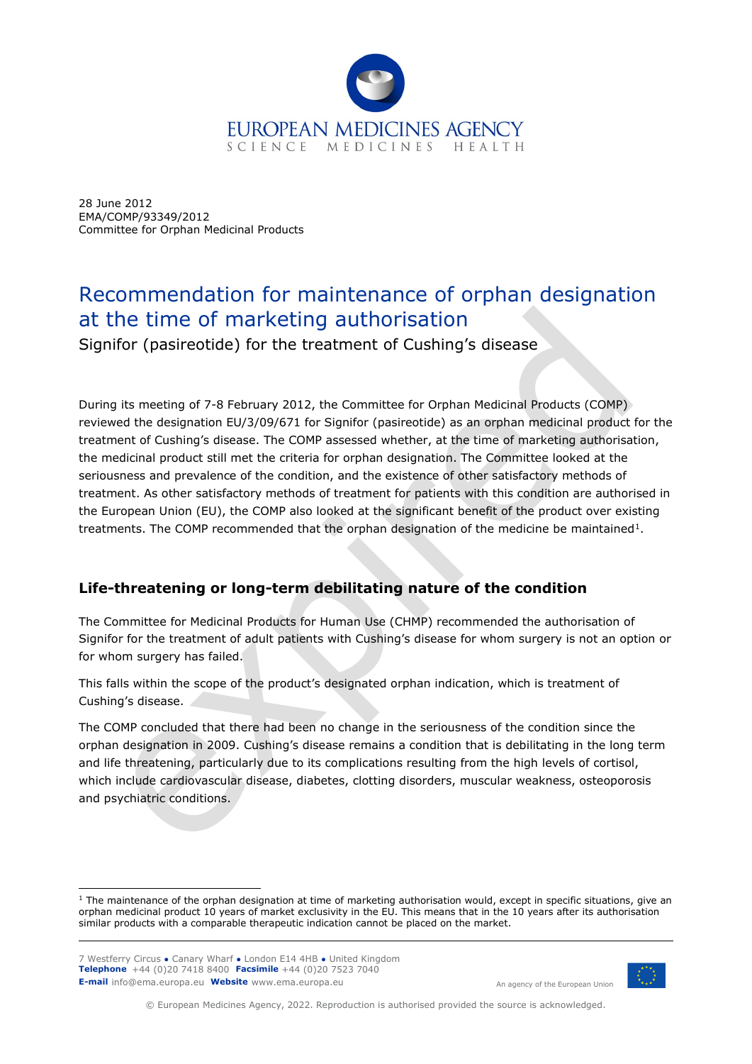EUROPEAN MEDICINES AGENCY
SCIENCE MEDICINES HEALTH

28 June 2012
EMA/COMP/93349/2012
Committee for Orphan Medicinal Products

# Recommendation for maintenance of orphan designation at the time of marketing authorisation

Signifor (pasireotide) for the treatment of Cushing's disease

During its meeting of 7-8 February 2012, the Committee for Orphan Medicinal Products (COMP) reviewed the designation EU/3/09/671 for Signifor (pasireotide) as an orphan medicinal product for the treatment of Cushing's disease. The COMP assessed whether, at the time of marketing authorisation, the medicinal product still met the criteria for orphan designation. The Committee looked at the seriousness and prevalence of the condition, and the existence of other satisfactory methods of treatment. As other satisfactory methods of treatment for patients with this condition are authorised in the European Union (EU), the COMP also looked at the significant benefit of the product over existing treatments. The COMP recommended that the orphan designation of the medicine be maintained[1].

## Life-threatening or long-term debilitating nature of the condition

The Committee for Medicinal Products for Human Use (CHMP) recommended the authorisation of Signifor for the treatment of adult patients with Cushing's disease for whom surgery is not an option or for whom surgery has failed.

This falls within the scope of the product's designated orphan indication, which is treatment of Cushing's disease.

The COMP concluded that there had been no change in the seriousness of the condition since the orphan designation in 2009. Cushing's disease remains a condition that is debilitating in the long term and life threatening, particularly due to its complications resulting from the high levels of cortisol, which include cardiovascular disease, diabetes, clotting disorders, muscular weakness, osteoporosis and psychiatric conditions.

[1] The maintenance of the orphan designation at time of marketing authorisation would, except in specific situations, give an orphan medicinal product 10 years of market exclusivity in the EU. This means that in the 10 years after its authorisation similar products with a comparable therapeutic indication cannot be placed on the market.

7 Westferry Circus • Canary Wharf • London E14 4HB • United Kingdom
**Telephone** +44 (0)20 7418 8400 **Facsimile** +44 (0)20 7523 7040
**E-mail** info@ema.europa.eu **Website** www.ema.europa.eu

An agency of the European Union

© European Medicines Agency, 2022. Reproduction is authorised provided the source is acknowledged.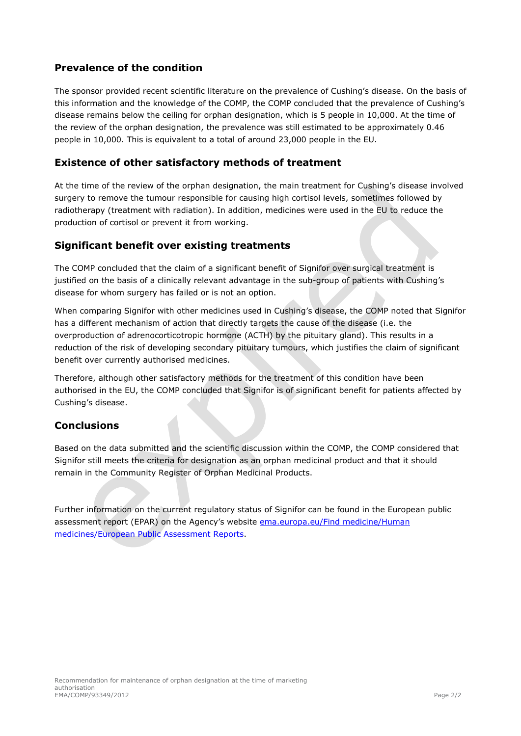## Prevalence of the condition

The sponsor provided recent scientific literature on the prevalence of Cushing's disease. On the basis of this information and the knowledge of the COMP, the COMP concluded that the prevalence of Cushing's disease remains below the ceiling for orphan designation, which is 5 people in 10,000. At the time of the review of the orphan designation, the prevalence was still estimated to be approximately 0.46 people in 10,000. This is equivalent to a total of around 23,000 people in the EU.

## Existence of other satisfactory methods of treatment

At the time of the review of the orphan designation, the main treatment for Cushing's disease involved surgery to remove the tumour responsible for causing high cortisol levels, sometimes followed by radiotherapy (treatment with radiation). In addition, medicines were used in the EU to reduce the production of cortisol or prevent it from working.

## Significant benefit over existing treatments

The COMP concluded that the claim of a significant benefit of Signifor over surgical treatment is justified on the basis of a clinically relevant advantage in the sub-group of patients with Cushing's disease for whom surgery has failed or is not an option.

When comparing Signifor with other medicines used in Cushing's disease, the COMP noted that Signifor has a different mechanism of action that directly targets the cause of the disease (i.e. the overproduction of adrenocorticotropic hormone (ACTH) by the pituitary gland). This results in a reduction of the risk of developing secondary pituitary tumours, which justifies the claim of significant benefit over currently authorised medicines.

Therefore, although other satisfactory methods for the treatment of this condition have been authorised in the EU, the COMP concluded that Signifor is of significant benefit for patients affected by Cushing's disease.

## Conclusions

Based on the data submitted and the scientific discussion within the COMP, the COMP considered that Signifor still meets the criteria for designation as an orphan medicinal product and that it should remain in the Community Register of Orphan Medicinal Products.

Further information on the current regulatory status of Signifor can be found in the European public assessment report (EPAR) on the Agency's website [ema.europa.eu/Find medicine/Human medicines/European Public Assessment Reports](ema.europa.eu/Find medicine/Human medicines/European Public Assessment Reports).